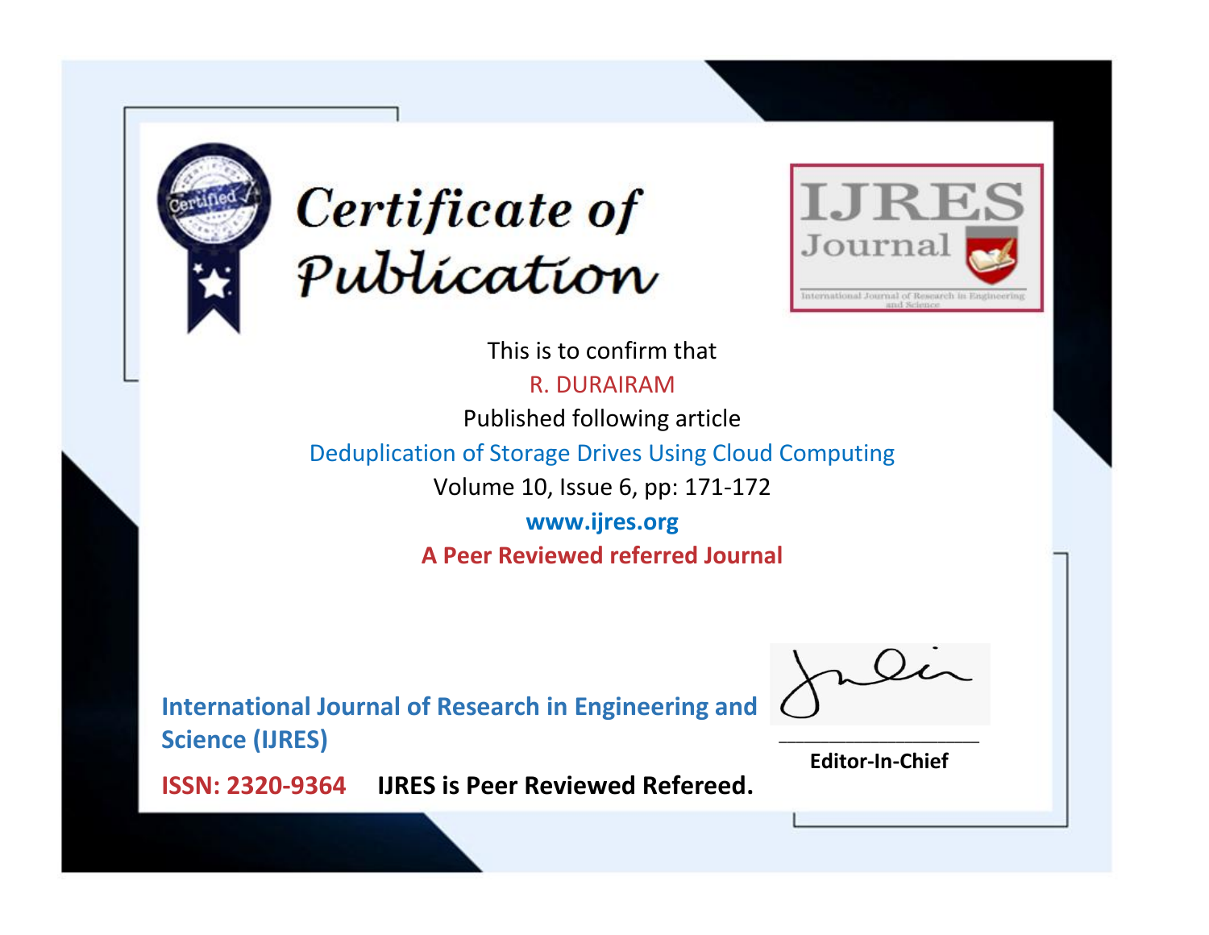# Certificate of Publication

IJRES Journal

International Journal of Research in Engineering and Science

This is to confirm that

R. DURAIRAM

Published following article

Deduplication of Storage Drives Using Cloud Computing

Volume 10, Issue 6, pp: 171-172

**www.ijres.org**

**A Peer Reviewed referred Journal**

**International Journal of Research in Engineering and Science (IJRES)**

**ISSN: 2320-9364** **IJRES is Peer Reviewed Refereed.**

___________________

**Editor-In-Chief**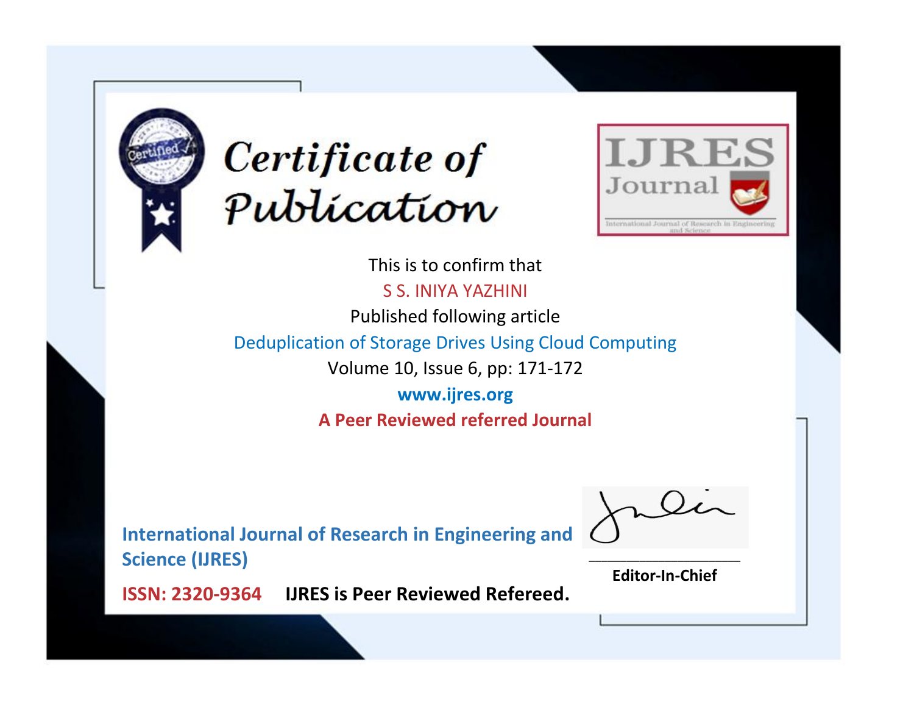# Certificate of Publication

IJRES Journal

International Journal of Research in Engineering and Science

This is to confirm that

S S. INIYA YAZHINI

Published following article

Deduplication of Storage Drives Using Cloud Computing

Volume 10, Issue 6, pp: 171-172

www.ijres.org

**A Peer Reviewed referred Journal**

**International Journal of Research in Engineering and Science (IJRES)**

**ISSN: 2320-9364** **IJRES is Peer Reviewed Refereed.**

**Editor-In-Chief**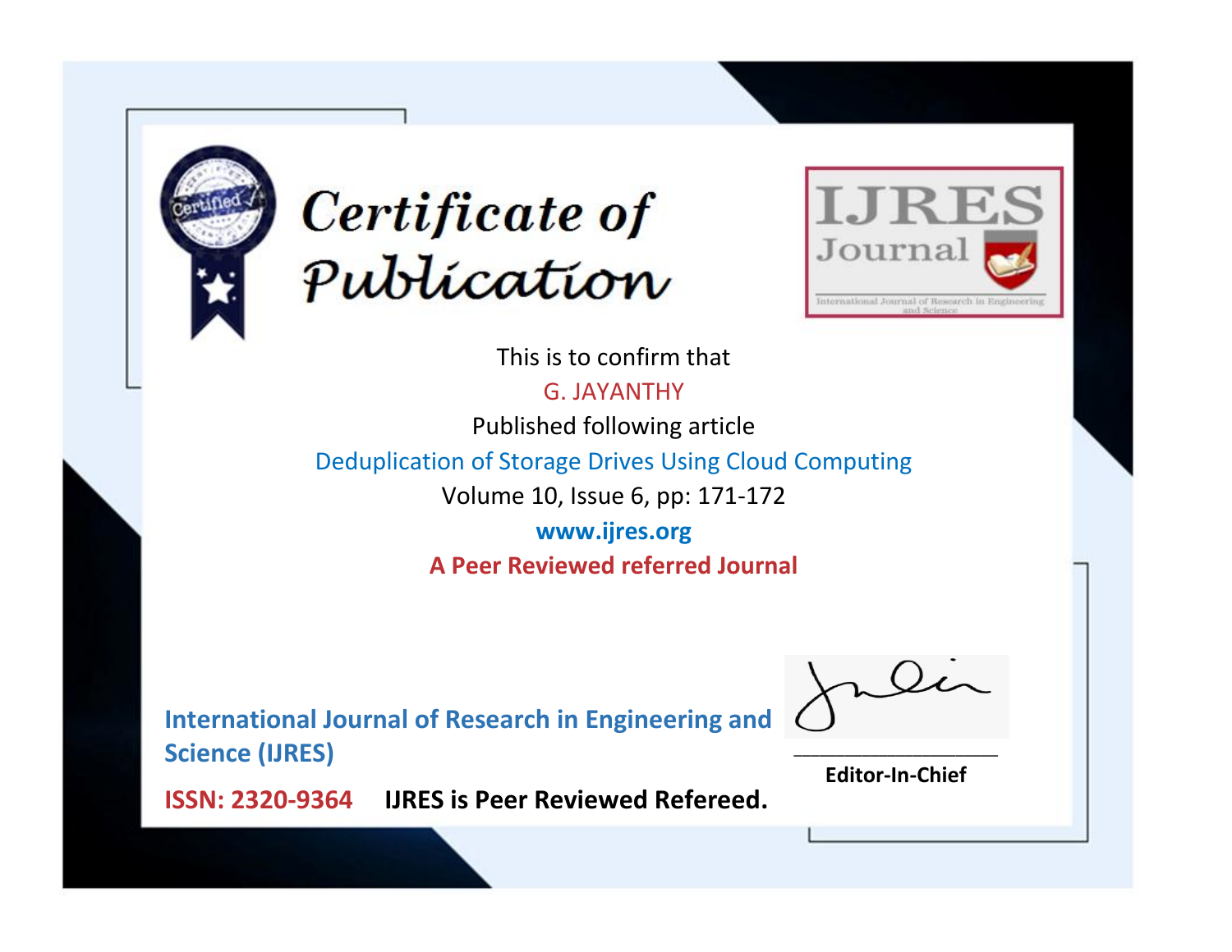# Certificate of Publication

IJRES Journal

International Journal of Research in Engineering and Science

This is to confirm that

G. JAYANTHY

Published following article

Deduplication of Storage Drives Using Cloud Computing

Volume 10, Issue 6, pp: 171-172

**www.ijres.org**

**A Peer Reviewed referred Journal**

**International Journal of Research in Engineering and Science (IJRES)**

**ISSN: 2320-9364** **IJRES is Peer Reviewed Refereed.**

**Editor-In-Chief**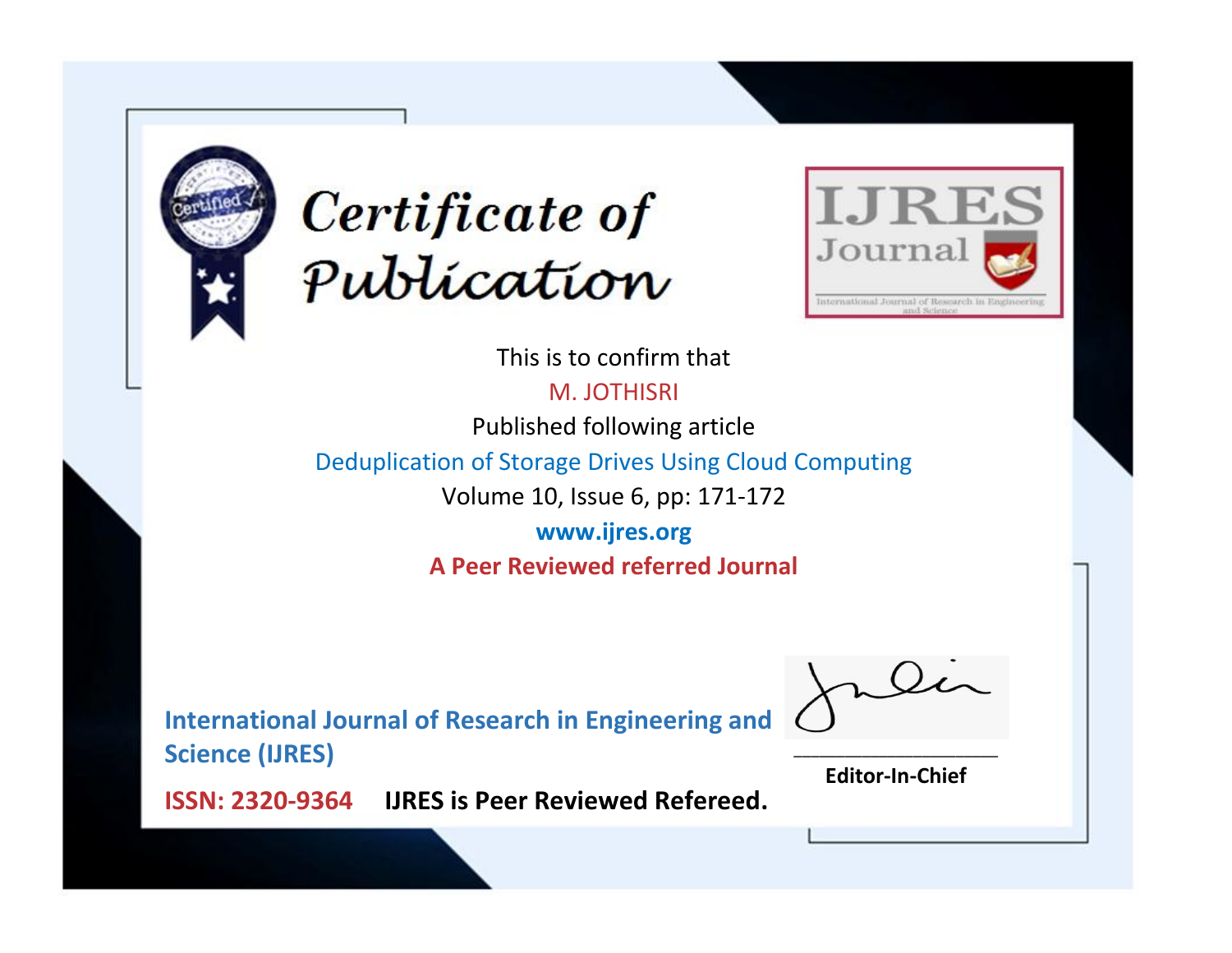# Certificate of Publication

IJRES Journal

International Journal of Research in Engineering and Science

This is to confirm that

M. JOTHISRI

Published following article

Deduplication of Storage Drives Using Cloud Computing

Volume 10, Issue 6, pp: 171-172

**www.ijres.org**

**A Peer Reviewed referred Journal**

**International Journal of Research in Engineering and Science (IJRES)**

**ISSN: 2320-9364** **IJRES is Peer Reviewed Refereed.**

**Editor-In-Chief**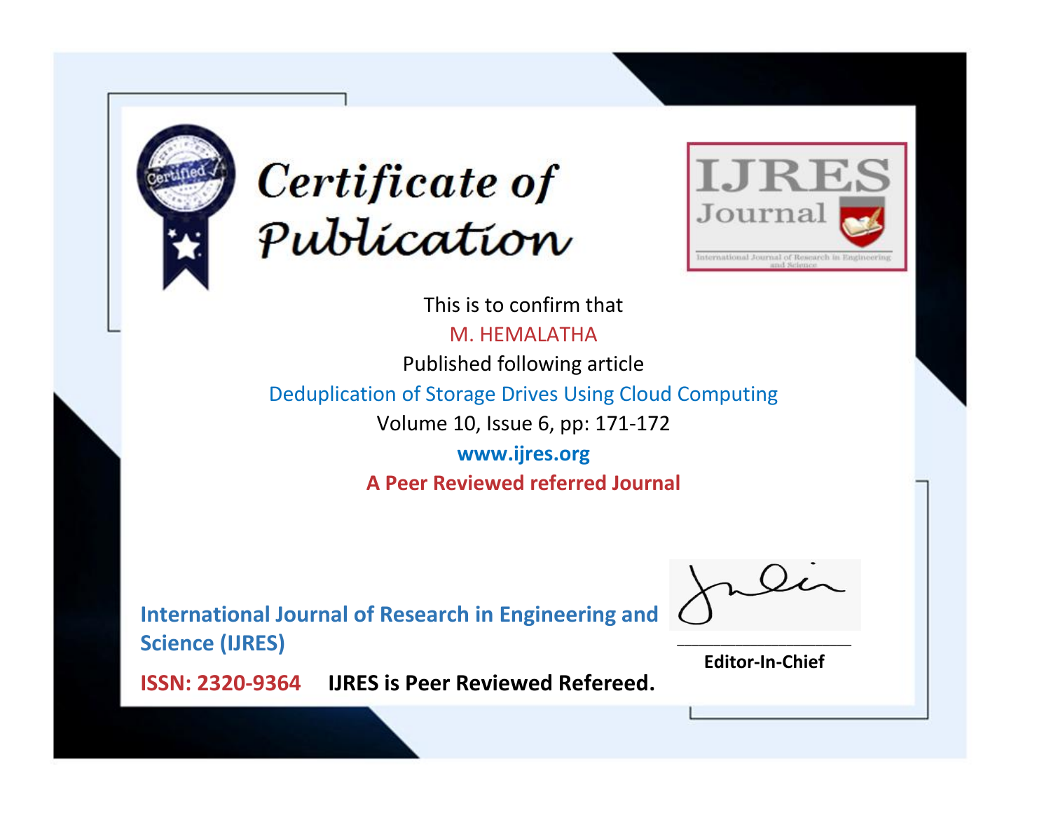# Certificate of Publication

IJRES Journal

International Journal of Research in Engineering and Science

This is to confirm that

M. HEMALATHA

Published following article

Deduplication of Storage Drives Using Cloud Computing

Volume 10, Issue 6, pp: 171-172

**www.ijres.org**

**A Peer Reviewed referred Journal**

**International Journal of Research in Engineering and Science (IJRES)**

**ISSN: 2320-9364** **IJRES is Peer Reviewed Refereed.**

**Editor-In-Chief**